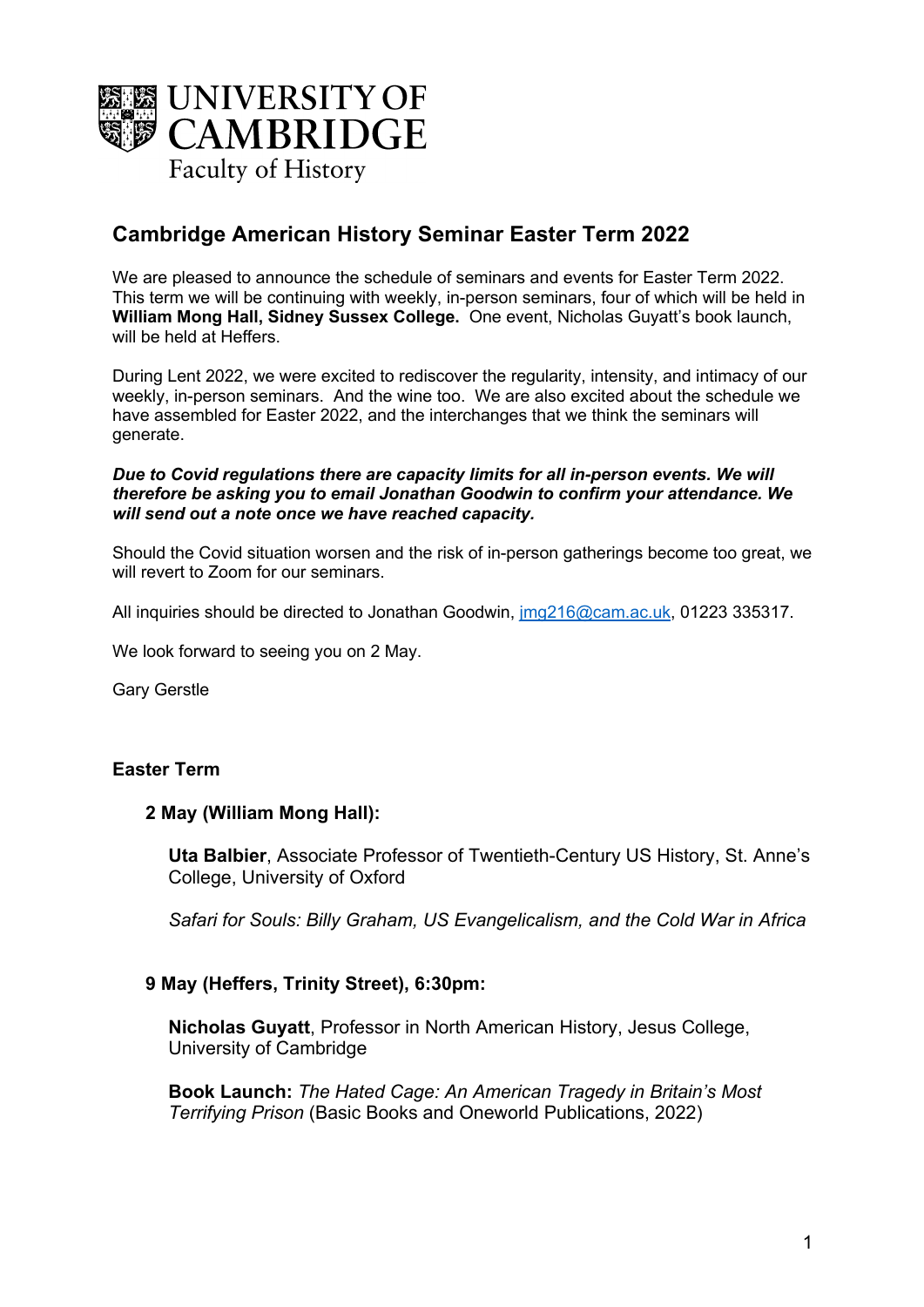UNIVERSITY OF CAMBRIDGE
Faculty of History

## Cambridge American History Seminar Easter Term 2022

We are pleased to announce the schedule of seminars and events for Easter Term 2022. This term we will be continuing with weekly, in-person seminars, four of which will be held in **William Mong Hall, Sidney Sussex College.** One event, Nicholas Guyatt's book launch, will be held at Heffers.

During Lent 2022, we were excited to rediscover the regularity, intensity, and intimacy of our weekly, in-person seminars. And the wine too. We are also excited about the schedule we have assembled for Easter 2022, and the interchanges that we think the seminars will generate.

***Due to Covid regulations there are capacity limits for all in-person events. We will therefore be asking you to email Jonathan Goodwin to confirm your attendance. We will send out a note once we have reached capacity.***

Should the Covid situation worsen and the risk of in-person gatherings become too great, we will revert to Zoom for our seminars.

All inquiries should be directed to Jonathan Goodwin, [jmg216@cam.ac.uk](mailto:jmg216@cam.ac.uk), 01223 335317.

We look forward to seeing you on 2 May.

Gary Gerstle

### Easter Term

**2 May (William Mong Hall):**

**Uta Balbier**, Associate Professor of Twentieth-Century US History, St. Anne's College, University of Oxford

*Safari for Souls: Billy Graham, US Evangelicalism, and the Cold War in Africa*

**9 May (Heffers, Trinity Street), 6:30pm:**

**Nicholas Guyatt**, Professor in North American History, Jesus College, University of Cambridge

**Book Launch:** *The Hated Cage: An American Tragedy in Britain's Most Terrifying Prison* (Basic Books and Oneworld Publications, 2022)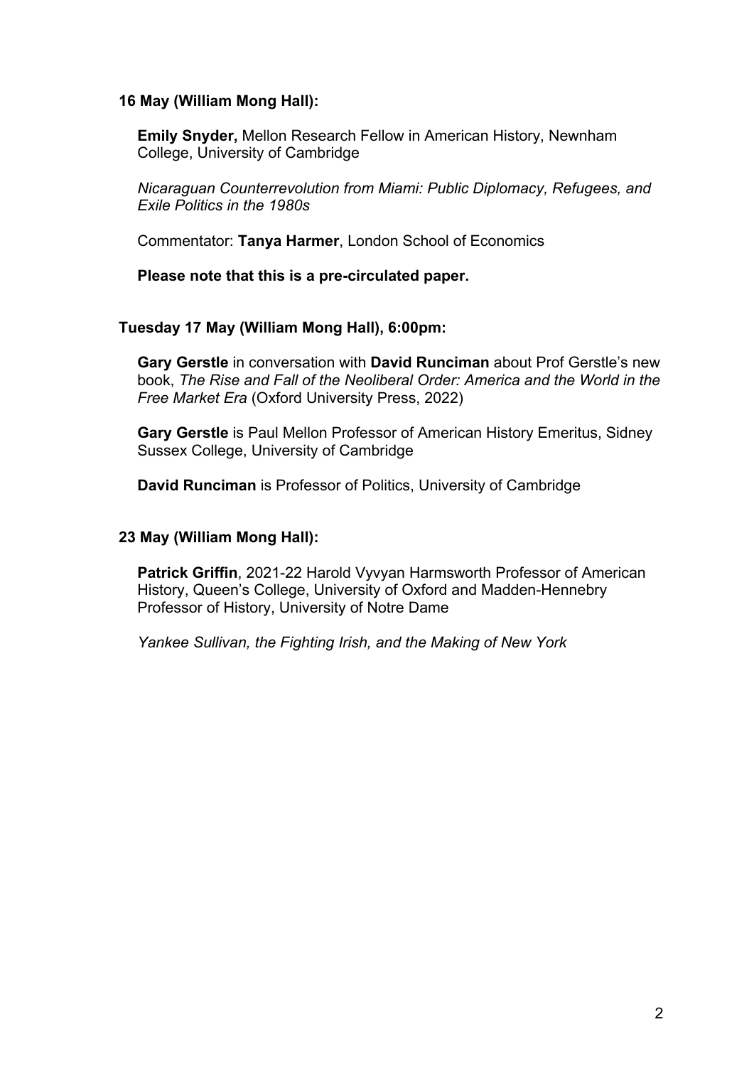**16 May (William Mong Hall):**

**Emily Snyder,** Mellon Research Fellow in American History, Newnham College, University of Cambridge

*Nicaraguan Counterrevolution from Miami: Public Diplomacy, Refugees, and Exile Politics in the 1980s*

Commentator: **Tanya Harmer**, London School of Economics

**Please note that this is a pre-circulated paper.**

**Tuesday 17 May (William Mong Hall), 6:00pm:**

**Gary Gerstle** in conversation with **David Runciman** about Prof Gerstle's new book, *The Rise and Fall of the Neoliberal Order: America and the World in the Free Market Era* (Oxford University Press, 2022)

**Gary Gerstle** is Paul Mellon Professor of American History Emeritus, Sidney Sussex College, University of Cambridge

**David Runciman** is Professor of Politics, University of Cambridge

**23 May (William Mong Hall):**

**Patrick Griffin**, 2021-22 Harold Vyvyan Harmsworth Professor of American History, Queen's College, University of Oxford and Madden-Hennebry Professor of History, University of Notre Dame

*Yankee Sullivan, the Fighting Irish, and the Making of New York*